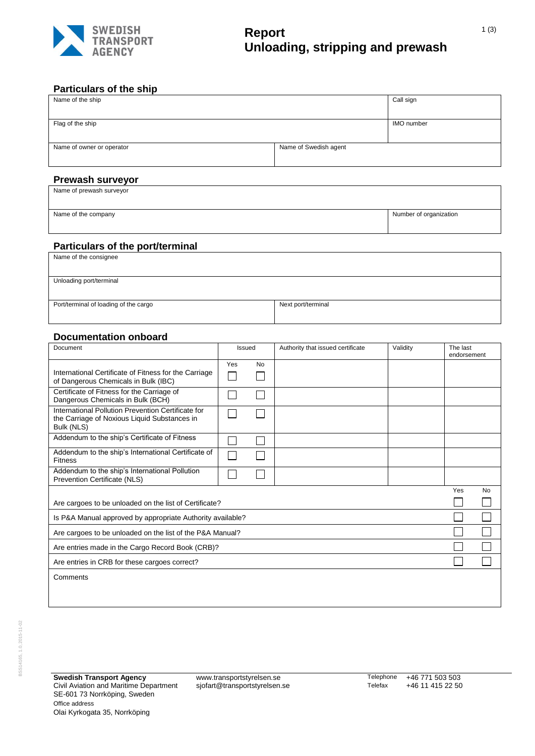# Report
# Unloading, stripping and prewash

## Particulars of the ship

| Name of the ship | | Call sign |
|---|---|---|
| Flag of the ship | | IMO number |
| Name of owner or operator | Name of Swedish agent | |

## Prewash surveyor

| Name of prewash surveyor | |
|---|---|
| Name of the company | Number of organization |

## Particulars of the port/terminal

| Name of the consignee | |
|---|---|
| Unloading port/terminal | |
| Port/terminal of loading of the cargo | Next port/terminal |

## Documentation onboard

| Document | Issued | | Authority that issued certificate | Validity | The last endorsement |
|---|---|---|---|---|---|
| | Yes | No | | | |
| International Certificate of Fitness for the Carriage of Dangerous Chemicals in Bulk (IBC) | ☐ | ☐ | | | |
| Certificate of Fitness for the Carriage of Dangerous Chemicals in Bulk (BCH) | ☐ | ☐ | | | |
| International Pollution Prevention Certificate for the Carriage of Noxious Liquid Substances in Bulk (NLS) | ☐ | ☐ | | | |
| Addendum to the ship's Certificate of Fitness | ☐ | ☐ | | | |
| Addendum to the ship's International Certificate of Fitness | ☐ | ☐ | | | |
| Addendum to the ship's International Pollution Prevention Certificate (NLS) | ☐ | ☐ | | | |

| | Yes | No |
|---|---|---|
| Are cargoes to be unloaded on the list of Certificate? | ☐ | ☐ |
| Is P&A Manual approved by appropriate Authority available? | ☐ | ☐ |
| Are cargoes to be unloaded on the list of the P&A Manual? | ☐ | ☐ |
| Are entries made in the Cargo Record Book (CRB)? | ☐ | ☐ |
| Are entries in CRB for these cargoes correct? | ☐ | ☐ |

Comments

**Swedish Transport Agency**
Civil Aviation and Maritime Department
SE-601 73 Norrköping, Sweden
Office address
Olai Kyrkogata 35, Norrköping

www.transportstyrelsen.se
sjofart@transportstyrelsen.se

Telephone +46 771 503 503
Telefax +46 11 415 22 50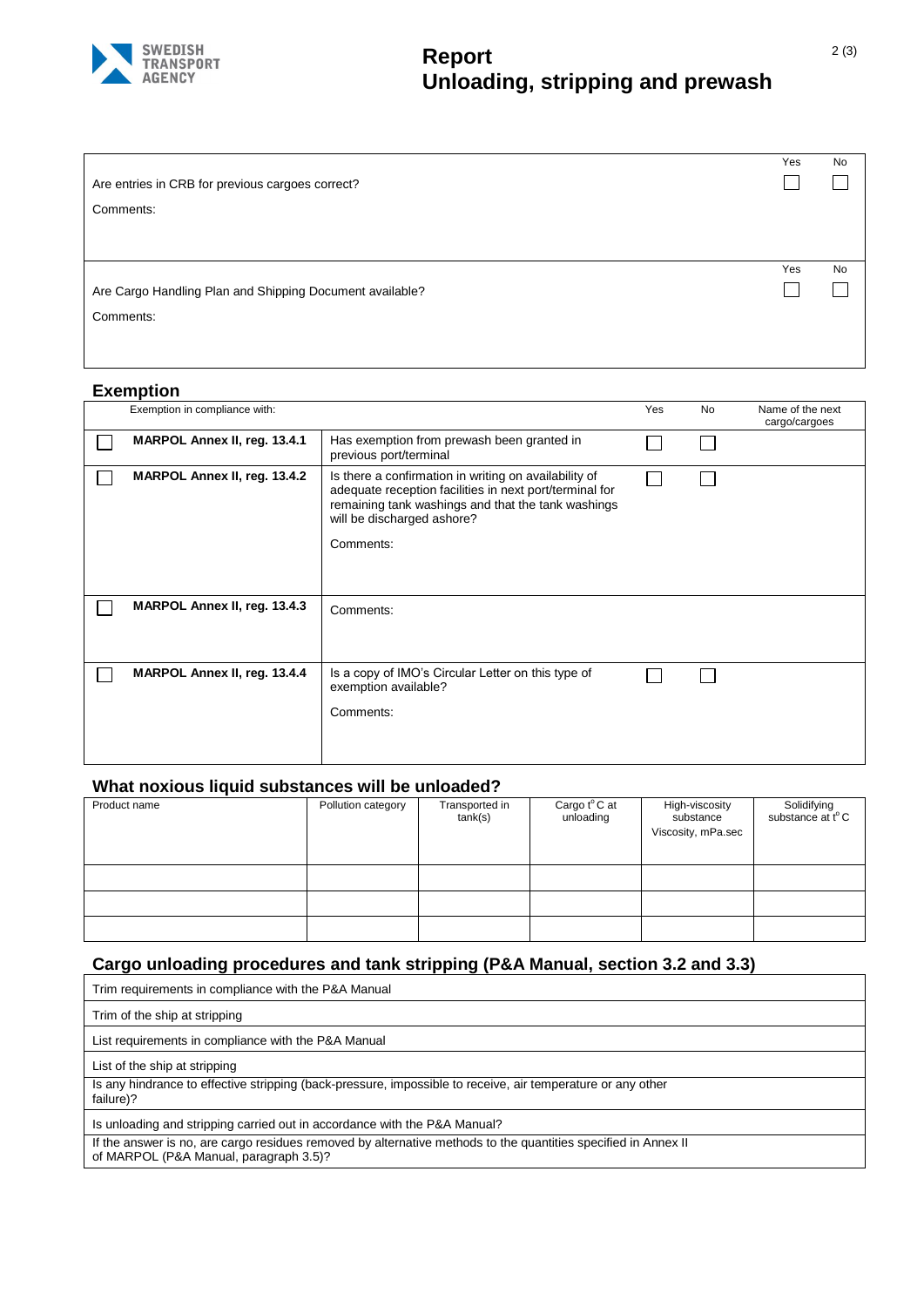| | Yes | No |
|---|---|---|
| Are entries in CRB for previous cargoes correct? | ☐ | ☐ |
| Comments: | | |

| | Yes | No |
|---|---|---|
| Are Cargo Handling Plan and Shipping Document available? | ☐ | ☐ |
| Comments: | | |

## Exemption

| | Exemption in compliance with: | | Yes | No | Name of the next cargo/cargoes |
|---|---|---|---|---|---|
| ☐ | **MARPOL Annex II, reg. 13.4.1** | Has exemption from prewash been granted in previous port/terminal | ☐ | ☐ | |
| ☐ | **MARPOL Annex II, reg. 13.4.2** | Is there a confirmation in writing on availability of adequate reception facilities in next port/terminal for remaining tank washings and that the tank washings will be discharged ashore?<br><br>Comments: | ☐ | ☐ | |
| ☐ | **MARPOL Annex II, reg. 13.4.3** | Comments: | | | |
| ☐ | **MARPOL Annex II, reg. 13.4.4** | Is a copy of IMO's Circular Letter on this type of exemption available?<br><br>Comments: | ☐ | ☐ | |

## What noxious liquid substances will be unloaded?

| Product name | Pollution category | Transported in tank(s) | Cargo t°C at unloading | High-viscosity substance Viscosity, mPa.sec | Solidifying substance at t°C |
|---|---|---|---|---|---|
| | | | | | |
| | | | | | |
| | | | | | |

## Cargo unloading procedures and tank stripping (P&A Manual, section 3.2 and 3.3)

| |
|---|
| Trim requirements in compliance with the P&A Manual |
| Trim of the ship at stripping |
| List requirements in compliance with the P&A Manual |
| List of the ship at stripping |
| Is any hindrance to effective stripping (back-pressure, impossible to receive, air temperature or any other failure)? |
| Is unloading and stripping carried out in accordance with the P&A Manual? |
| If the answer is no, are cargo residues removed by alternative methods to the quantities specified in Annex II of MARPOL (P&A Manual, paragraph 3.5)? |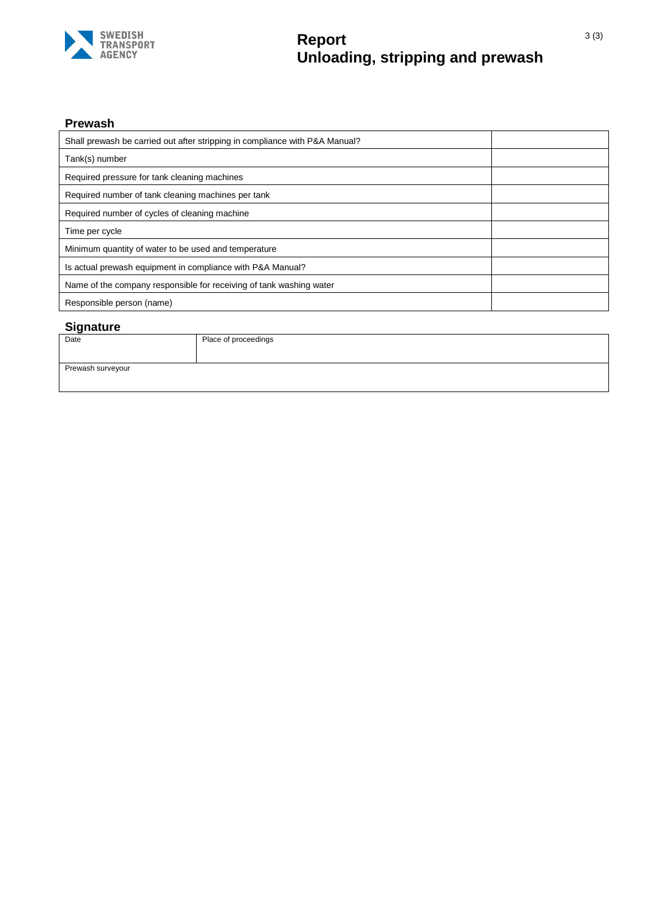# Report
# Unloading, stripping and prewash

## Prewash

| | |
|---|---|
| Shall prewash be carried out after stripping in compliance with P&A Manual? | |
| Tank(s) number | |
| Required pressure for tank cleaning machines | |
| Required number of tank cleaning machines per tank | |
| Required number of cycles of cleaning machine | |
| Time per cycle | |
| Minimum quantity of water to be used and temperature | |
| Is actual prewash equipment in compliance with P&A Manual? | |
| Name of the company responsible for receiving of tank washing water | |
| Responsible person (name) | |

## Signature

| | |
|---|---|
| Date | Place of proceedings |
| Prewash surveyour | |